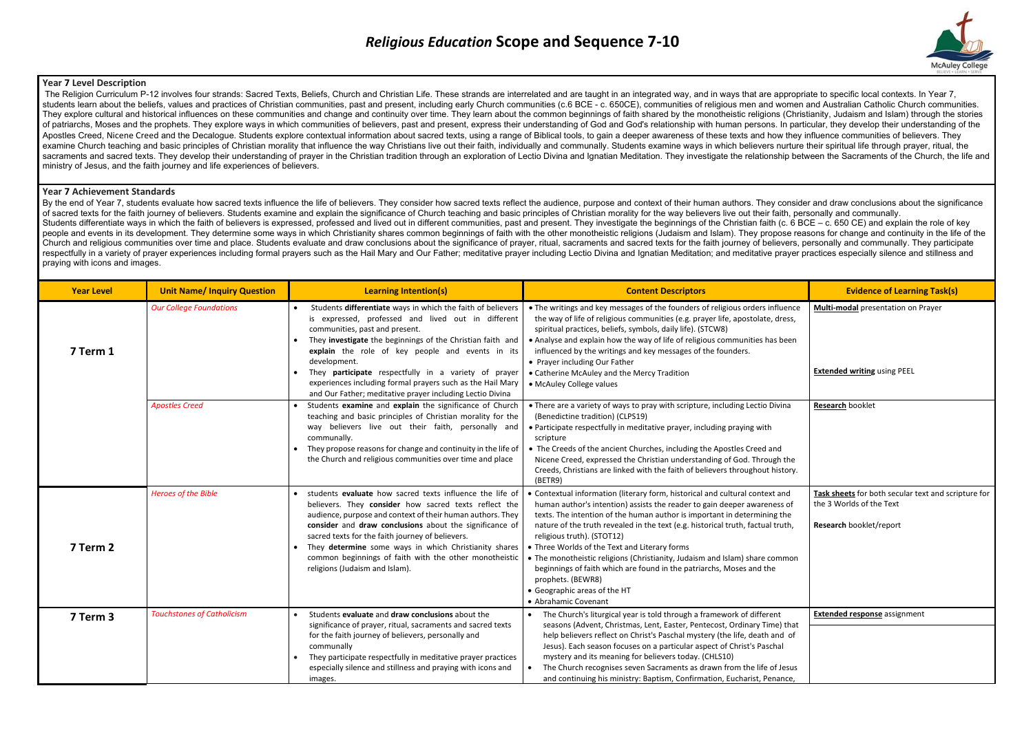# *Religious Education* Scope and Sequence 7-10

McAuley College

### Year 7 Level Description

The Religion Curriculum P-12 involves four strands: Sacred Texts, Beliefs, Church and Christian Life. These strands are interrelated and are taught in an integrated way, and in ways that are appropriate to specific local contexts. In Year 7, students learn about the beliefs, values and practices of Christian communities, past and present, including early Church communities (c.6 BCE - c. 650CE), communities of religious men and women and Australian Catholic Church communities. They explore cultural and historical influences on these communities and change and continuity over time. They learn about the common beginnings of faith shared by the monotheistic religions (Christianity, Judaism and Islam) through the stories of patriarchs, Moses and the prophets. They explore ways in which communities of believers, past and present, express their understanding of God and God's relationship with human persons. In particular, they develop their understanding of the Apostles Creed, Nicene Creed and the Decalogue. Students explore contextual information about sacred texts, using a range of Biblical tools, to gain a deeper awareness of these texts and how they influence communities of believers. They examine Church teaching and basic principles of Christian morality that influence the way Christians live out their faith, individually and communally. Students examine ways in which believers nurture their spiritual life through prayer, ritual, the sacraments and sacred texts. They develop their understanding of prayer in the Christian tradition through an exploration of Lectio Divina and Ignatian Meditation. They investigate the relationship between the Sacraments of the Church, the life and ministry of Jesus, and the faith journey and life experiences of believers.

### Year 7 Achievement Standards

By the end of Year 7, students evaluate how sacred texts influence the life of believers. They consider how sacred texts reflect the audience, purpose and context of their human authors. They consider and draw conclusions about the significance of sacred texts for the faith journey of believers. Students examine and explain the significance of Church teaching and basic principles of Christian morality for the way believers live out their faith, personally and communally.
Students differentiate ways in which the faith of believers is expressed, professed and lived out in different communities, past and present. They investigate the beginnings of the Christian faith (c. 6 BCE – c. 650 CE) and explain the role of key people and events in its development. They determine some ways in which Christianity shares common beginnings of faith with the other monotheistic religions (Judaism and Islam). They propose reasons for change and continuity in the life of the Church and religious communities over time and place. Students evaluate and draw conclusions about the significance of prayer, ritual, sacraments and sacred texts for the faith journey of believers, personally and communally. They participate respectfully in a variety of prayer experiences including formal prayers such as the Hail Mary and Our Father; meditative prayer including Lectio Divina and Ignatian Meditation; and meditative prayer practices especially silence and stillness and praying with icons and images.

| Year Level | Unit Name/ Inquiry Question | Learning Intention(s) | Content Descriptors | Evidence of Learning Task(s) |
|---|---|---|---|---|
| **7 Term 1** | *Our College Foundations* | • Students **differentiate** ways in which the faith of believers is expressed, professed and lived out in different communities, past and present.<br>• They **investigate** the beginnings of the Christian faith and **explain** the role of key people and events in its development.<br>• They **participate** respectfully in a variety of prayer experiences including formal prayers such as the Hail Mary and Our Father; meditative prayer including Lectio Divina | • The writings and key messages of the founders of religious orders influence the way of life of religious communities (e.g. prayer life, apostolate, dress, spiritual practices, beliefs, symbols, daily life). (STCW8)<br>• Analyse and explain how the way of life of religious communities has been influenced by the writings and key messages of the founders.<br>• Prayer including Our Father<br>• Catherine McAuley and the Mercy Tradition<br>• McAuley College values | **Multi-modal** presentation on Prayer<br><br>**Extended writing** using PEEL |
| | *Apostles Creed* | • Students **examine** and **explain** the significance of Church teaching and basic principles of Christian morality for the way believers live out their faith, personally and communally.<br>• They propose reasons for change and continuity in the life of the Church and religious communities over time and place | • There are a variety of ways to pray with scripture, including Lectio Divina (Benedictine tradition) (CLPS19)<br>• Participate respectfully in meditative prayer, including praying with scripture<br>• The Creeds of the ancient Churches, including the Apostles Creed and Nicene Creed, expressed the Christian understanding of God. Through the Creeds, Christians are linked with the faith of believers throughout history. (BETR9) | **Research** booklet |
| **7 Term 2** | *Heroes of the Bible* | • students **evaluate** how sacred texts influence the life of believers. They **consider** how sacred texts reflect the audience, purpose and context of their human authors. They **consider** and **draw conclusions** about the significance of sacred texts for the faith journey of believers.<br>• They **determine** some ways in which Christianity shares common beginnings of faith with the other monotheistic religions (Judaism and Islam). | • Contextual information (literary form, historical and cultural context and human author's intention) assists the reader to gain deeper awareness of texts. The intention of the human author is important in determining the nature of the truth revealed in the text (e.g. historical truth, factual truth, religious truth). (STOT12)<br>• Three Worlds of the Text and Literary forms<br>• The monotheistic religions (Christianity, Judaism and Islam) share common beginnings of faith which are found in the patriarchs, Moses and the prophets. (BEWR8)<br>• Geographic areas of the HT<br>• Abrahamic Covenant | **Task sheets** for both secular text and scripture for the 3 Worlds of the Text<br><br>**Research** booklet/report |
| **7 Term 3** | *Touchstones of Catholicism* | • Students **evaluate** and **draw conclusions** about the significance of prayer, ritual, sacraments and sacred texts for the faith journey of believers, personally and communally<br>• They participate respectfully in meditative prayer practices especially silence and stillness and praying with icons and images. | • The Church's liturgical year is told through a framework of different seasons (Advent, Christmas, Lent, Easter, Pentecost, Ordinary Time) that help believers reflect on Christ's Paschal mystery (the life, death and of Jesus). Each season focuses on a particular aspect of Christ's Paschal mystery and its meaning for believers today. (CHLS10)<br>• The Church recognises seven Sacraments as drawn from the life of Jesus and continuing his ministry: Baptism, Confirmation, Eucharist, Penance, | **Extended response** assignment |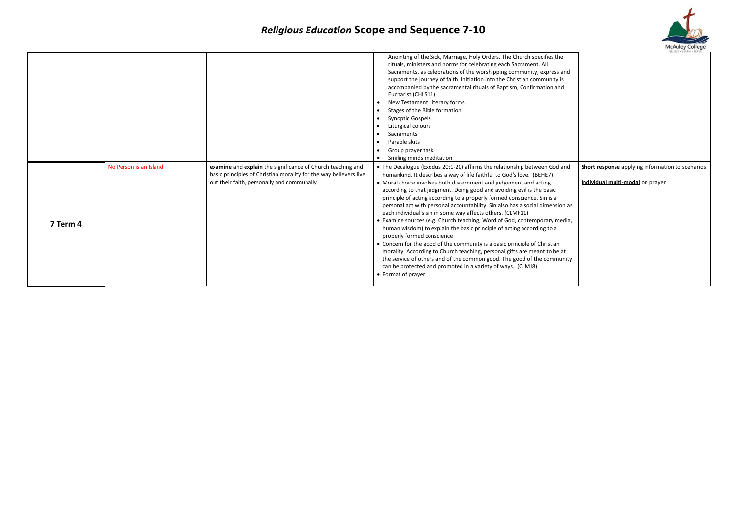# *Religious Education* Scope and Sequence 7-10

| | | | | |
|---|---|---|---|---|
| | | | Anointing of the Sick, Marriage, Holy Orders. The Church specifies the rituals, ministers and norms for celebrating each Sacrament. All Sacraments, as celebrations of the worshipping community, express and support the journey of faith. Initiation into the Christian community is accompanied by the sacramental rituals of Baptism, Confirmation and Eucharist (CHLS11)<br>• New Testament Literary forms<br>• Stages of the Bible formation<br>• Synoptic Gospels<br>• Liturgical colours<br>• Sacraments<br>• Parable skits<br>• Group prayer task<br>• Smiling minds meditation | |
| **7 Term 4** | No Person is an Island | **examine** and **explain** the significance of Church teaching and basic principles of Christian morality for the way believers live out their faith, personally and communally | • The Decalogue (Exodus 20:1-20) affirms the relationship between God and humankind. It describes a way of life faithful to God's love. (BEHE7)<br>• Moral choice involves both discernment and judgement and acting according to that judgment. Doing good and avoiding evil is the basic principle of acting according to a properly formed conscience. Sin is a personal act with personal accountability. Sin also has a social dimension as each individual's sin in some way affects others. (CLMF11)<br>• Examine sources (e.g. Church teaching, Word of God, contemporary media, human wisdom) to explain the basic principle of acting according to a properly formed conscience<br>• Concern for the good of the community is a basic principle of Christian morality. According to Church teaching, personal gifts are meant to be at the service of others and of the common good. The good of the community can be protected and promoted in a variety of ways. (CLMJ8)<br>• Format of prayer | **Short response** applying information to scenarios<br><br>**Individual multi-modal** on prayer |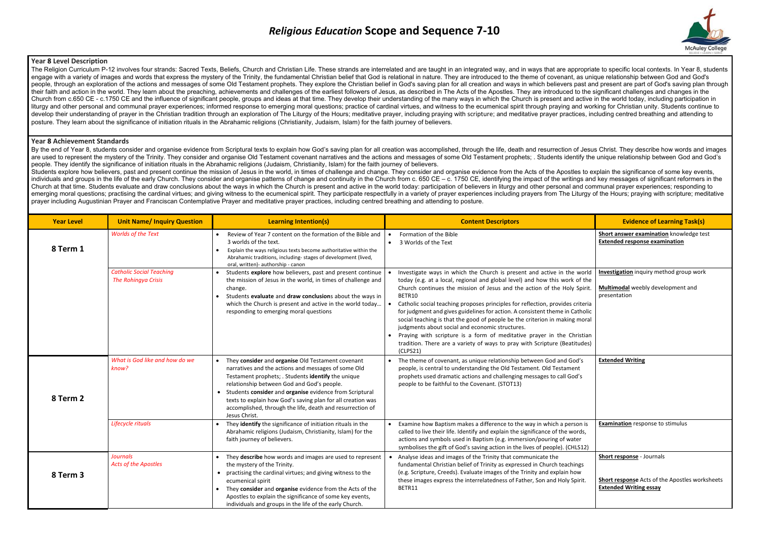# *Religious Education* Scope and Sequence 7-10

### Year 8 Level Description

The Religion Curriculum P-12 involves four strands: Sacred Texts, Beliefs, Church and Christian Life. These strands are interrelated and are taught in an integrated way, and in ways that are appropriate to specific local contexts. In Year 8, students engage with a variety of images and words that express the mystery of the Trinity, the fundamental Christian belief that God is relational in nature. They are introduced to the theme of covenant, as unique relationship between God and God's people, through an exploration of the actions and messages of some Old Testament prophets. They explore the Christian belief in God's saving plan for all creation and ways in which believers past and present are part of God's saving plan through their faith and action in the world. They learn about the preaching, achievements and challenges of the earliest followers of Jesus, as described in The Acts of the Apostles. They are introduced to the significant challenges and changes in the Church from c.650 CE - c.1750 CE and the influence of significant people, groups and ideas at that time. They develop their understanding of the many ways in which the Church is present and active in the world today, including participation in liturgy and other personal and communal prayer experiences; informed response to emerging moral questions; practice of cardinal virtues, and witness to the ecumenical spirit through praying and working for Christian unity. Students continue to develop their understanding of prayer in the Christian tradition through an exploration of The Liturgy of the Hours; meditative prayer, including praying with scripture; and meditative prayer practices, including centred breathing and attending to posture. They learn about the significance of initiation rituals in the Abrahamic religions (Christianity, Judaism, Islam) for the faith journey of believers.

### Year 8 Achievement Standards

By the end of Year 8, students consider and organise evidence from Scriptural texts to explain how God's saving plan for all creation was accomplished, through the life, death and resurrection of Jesus Christ. They describe how words and images are used to represent the mystery of the Trinity. They consider and organise Old Testament covenant narratives and the actions and messages of some Old Testament prophets; . Students identify the unique relationship between God and God's people. They identify the significance of initiation rituals in the Abrahamic religions (Judaism, Christianity, Islam) for the faith journey of believers.

Students explore how believers, past and present continue the mission of Jesus in the world, in times of challenge and change. They consider and organise evidence from the Acts of the Apostles to explain the significance of some key events, individuals and groups in the life of the early Church. They consider and organise patterns of change and continuity in the Church from c. 650 CE – c. 1750 CE, identifying the impact of the writings and key messages of significant reformers in the Church at that time. Students evaluate and draw conclusions about the ways in which the Church is present and active in the world today: participation of believers in liturgy and other personal and communal prayer experiences; responding to emerging moral questions; practising the cardinal virtues; and giving witness to the ecumenical spirit. They participate respectfully in a variety of prayer experiences including prayers from The Liturgy of the Hours; praying with scripture; meditative prayer including Augustinian Prayer and Franciscan Contemplative Prayer and meditative prayer practices, including centred breathing and attending to posture.

| Year Level | Unit Name/ Inquiry Question | Learning Intention(s) | Content Descriptors | Evidence of Learning Task(s) |
|---|---|---|---|---|
| **8 Term 1** | *Worlds of the Text* | • Review of Year 7 content on the formation of the Bible and 3 worlds of the text.<br>• Explain the ways religious texts become authoritative within the Abrahamic traditions, including- stages of development (lived, oral, written)- authorship - canon | • Formation of the Bible<br>• 3 Worlds of the Text | **Short answer examination** knowledge test<br>**Extended response examination** |
| | *Catholic Social Teaching*<br>*The Rohingya Crisis* | • Students **explore** how believers, past and present continue the mission of Jesus in the world, in times of challenge and change.<br>• Students **evaluate** and **draw conclusion**s about the ways in which the Church is present and active in the world today… responding to emerging moral questions | • Investigate ways in which the Church is present and active in the world today (e.g. at a local, regional and global level) and how this work of the Church continues the mission of Jesus and the action of the Holy Spirit. BETR10<br>• Catholic social teaching proposes principles for reflection, provides criteria for judgment and gives guidelines for action. A consistent theme in Catholic social teaching is that the good of people be the criterion in making moral judgments about social and economic structures.<br>• Praying with scripture is a form of meditative prayer in the Christian tradition. There are a variety of ways to pray with Scripture (Beatitudes) (CLPS21) | **Investigation** inquiry method group work<br><br>**Multimodal** weebly development and presentation |
| **8 Term 2** | *What is God like and how do we know?* | • They **consider** and **organise** Old Testament covenant narratives and the actions and messages of some Old Testament prophets; . Students **identify** the unique relationship between God and God's people.<br>• Students **consider** and **organise** evidence from Scriptural texts to explain how God's saving plan for all creation was accomplished, through the life, death and resurrection of Jesus Christ. | • The theme of covenant, as unique relationship between God and God's people, is central to understanding the Old Testament. Old Testament prophets used dramatic actions and challenging messages to call God's people to be faithful to the Covenant. (STOT13) | **Extended Writing** |
| | *Lifecycle rituals* | • They **identify** the significance of initiation rituals in the Abrahamic religions (Judaism, Christianity, Islam) for the faith journey of believers. | • Examine how Baptism makes a difference to the way in which a person is called to live their life. Identify and explain the significance of the words, actions and symbols used in Baptism (e.g. immersion/pouring of water symbolises the gift of God's saving action in the lives of people). (CHLS12) | **Examination** response to stimulus |
| **8 Term 3** | *Journals*<br>*Acts of the Apostles* | • They **describe** how words and images are used to represent the mystery of the Trinity.<br>• practising the cardinal virtues; and giving witness to the ecumenical spirit<br>• They **consider** and **organise** evidence from the Acts of the Apostles to explain the significance of some key events, individuals and groups in the life of the early Church. | • Analyse ideas and images of the Trinity that communicate the fundamental Christian belief of Trinity as expressed in Church teachings (e.g. Scripture, Creeds). Evaluate images of the Trinity and explain how these images express the interrelatedness of Father, Son and Holy Spirit. BETR11 | **Short response** - Journals<br><br>**Short response** Acts of the Apostles worksheets<br>**Extended Writing essay** |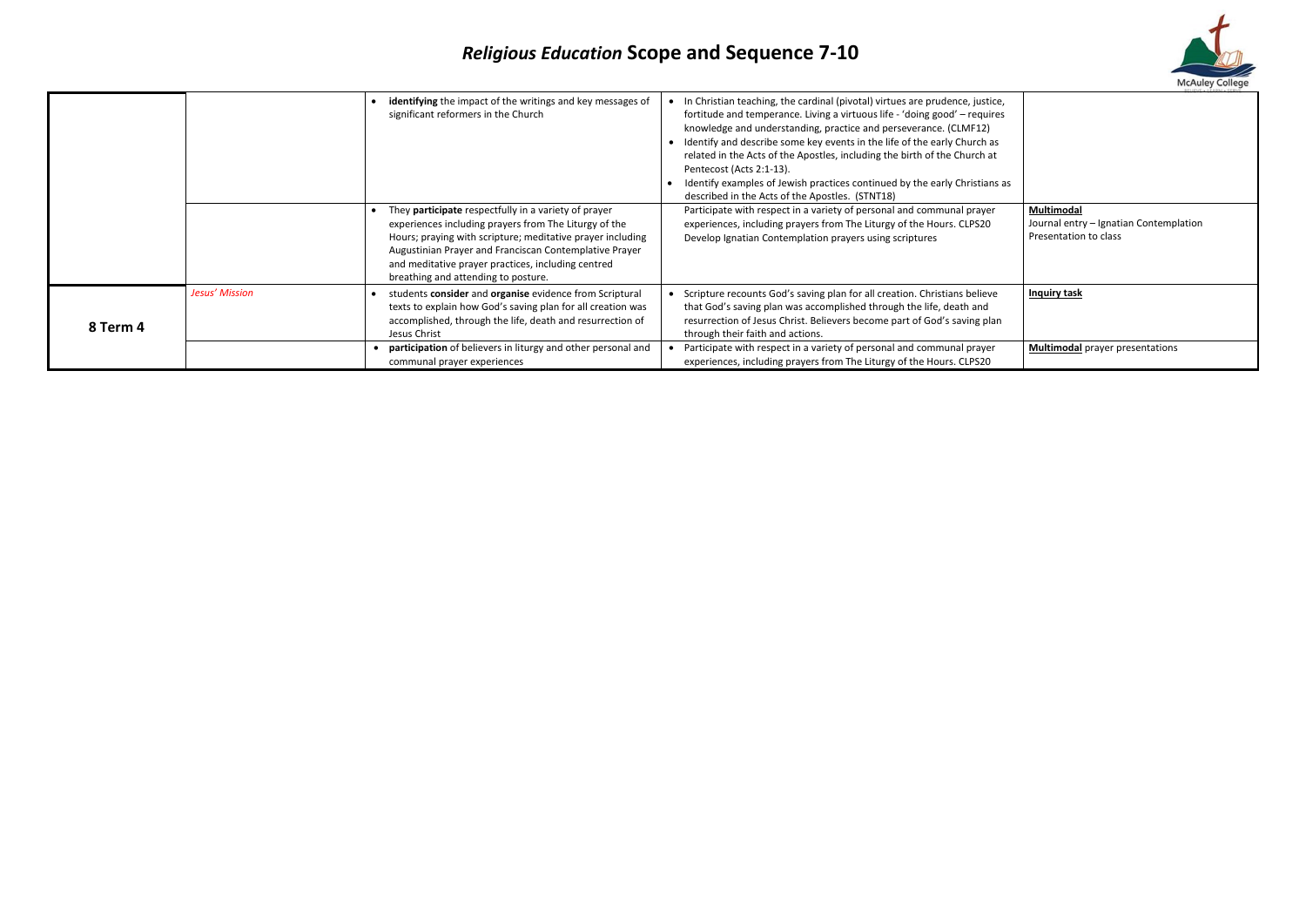# *Religious Education* Scope and Sequence 7-10

| | | | | |
|---|---|---|---|---|
| | | • **identifying** the impact of the writings and key messages of significant reformers in the Church | • In Christian teaching, the cardinal (pivotal) virtues are prudence, justice, fortitude and temperance. Living a virtuous life - 'doing good' – requires knowledge and understanding, practice and perseverance. (CLMF12)<br>• Identify and describe some key events in the life of the early Church as related in the Acts of the Apostles, including the birth of the Church at Pentecost (Acts 2:1-13).<br>• Identify examples of Jewish practices continued by the early Christians as described in the Acts of the Apostles. (STNT18) | |
| | | • They **participate** respectfully in a variety of prayer experiences including prayers from The Liturgy of the Hours; praying with scripture; meditative prayer including Augustinian Prayer and Franciscan Contemplative Prayer and meditative prayer practices, including centred breathing and attending to posture. | Participate with respect in a variety of personal and communal prayer experiences, including prayers from The Liturgy of the Hours. CLPS20<br>Develop Ignatian Contemplation prayers using scriptures | **Multimodal**<br>Journal entry – Ignatian Contemplation Presentation to class |
| **8 Term 4** | *Jesus' Mission* | • students **consider** and **organise** evidence from Scriptural texts to explain how God's saving plan for all creation was accomplished, through the life, death and resurrection of Jesus Christ | • Scripture recounts God's saving plan for all creation. Christians believe that God's saving plan was accomplished through the life, death and resurrection of Jesus Christ. Believers become part of God's saving plan through their faith and actions. | **Inquiry task** |
| | | • **participation** of believers in liturgy and other personal and communal prayer experiences | • Participate with respect in a variety of personal and communal prayer experiences, including prayers from The Liturgy of the Hours. CLPS20 | **Multimodal** prayer presentations |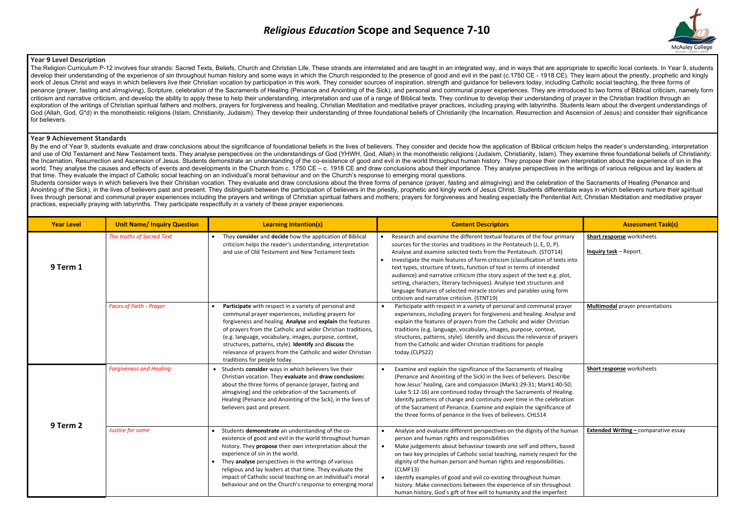# *Religious Education* Scope and Sequence 7-10

**Year 9 Level Description**

The Religion Curriculum P-12 involves four strands: Sacred Texts, Beliefs, Church and Christian Life. These strands are interrelated and are taught in an integrated way, and in ways that are appropriate to specific local contexts. In Year 9, students develop their understanding of the experience of sin throughout human history and some ways in which the Church responded to the presence of good and evil in the past (c.1750 CE - 1918 CE). They learn about the priestly, prophetic and kingly work of Jesus Christ and ways in which believers live their Christian vocation by participation in this work. They consider sources of inspiration, strength and guidance for believers today, including Catholic social teaching, the three forms of penance (prayer, fasting and almsgiving), Scripture, celebration of the Sacraments of Healing (Penance and Anointing of the Sick), and personal and communal prayer experiences. They are introduced to two forms of Biblical criticism, namely form criticism and narrative criticism, and develop the ability to apply these to help their understanding, interpretation and use of a range of Biblical texts. They continue to develop their understanding of prayer in the Christian tradition through an exploration of the writings of Christian spiritual fathers and mothers, prayers for forgiveness and healing, Christian Meditation and meditative prayer practices, including praying with labyrinths. Students learn about the divergent understandings of God (Allah, God, G*d) in the monotheistic religions (Islam, Christianity, Judaism). They develop their understanding of three foundational beliefs of Christianity (the Incarnation, Resurrection and Ascension of Jesus) and consider their significance for believers.

**Year 9 Achievement Standards**

By the end of Year 9, students evaluate and draw conclusions about the significance of foundational beliefs in the lives of believers. They consider and decide how the application of Biblical criticism helps the reader's understanding, interpretation and use of Old Testament and New Testament texts. They analyse perspectives on the understandings of God (YHWH, God, Allah) in the monotheistic religions (Judaism, Christianity, Islam). They examine three foundational beliefs of Christianity: the Incarnation, Resurrection and Ascension of Jesus. Students demonstrate an understanding of the co-existence of good and evil in the world throughout human history. They propose their own interpretation about the experience of sin in the world. They analyse the causes and effects of events and developments in the Church from c. 1750 CE – c. 1918 CE and draw conclusions about their importance. They analyse perspectives in the writings of various religious and lay leaders at that time. They evaluate the impact of Catholic social teaching on an individual's moral behaviour and on the Church's response to emerging moral questions.
Students consider ways in which believers live their Christian vocation. They evaluate and draw conclusions about the three forms of penance (prayer, fasting and almsgiving) and the celebration of the Sacraments of Healing (Penance and Anointing of the Sick), in the lives of believers past and present. They distinguish between the participation of believers in the priestly, prophetic and kingly work of Jesus Christ. Students differentiate ways in which believers nurture their spiritual lives through personal and communal prayer experiences including the prayers and writings of Christian spiritual fathers and mothers; prayers for forgiveness and healing especially the Penitential Act; Christian Meditation and meditative prayer practices, especially praying with labyrinths. They participate respectfully in a variety of these prayer experiences.

| Year Level | Unit Name/ Inquiry Question | Learning Intention(s) | Content Descriptors | Assessment Task(s) |
|---|---|---|---|---|
| 9 Term 1 | *The truths of Sacred Text* | • They **consider** and **decide** how the application of Biblical criticism helps the reader's understanding, interpretation and use of Old Testament and New Testament texts | • Research and examine the different textual features of the four primary sources for the stories and traditions in the Pentateuch (J, E, D, P). Analyse and examine selected texts from the Pentateuch. (STOT14)<br>• Investigate the main features of form criticism (classification of texts into text types, structure of texts, function of text in terms of intended audience) and narrative criticism (the story aspect of the text e.g. plot, setting, characters, literary techniques). Analyse text structures and language features of selected miracle stories and parables using form criticism and narrative criticism. (STNT19) | **Short response** worksheets<br><br>**Inquiry task** – Report. |
| | *Faces of Faith - Prayer* | • **Participate** with respect in a variety of personal and communal prayer experiences, including prayers for forgiveness and healing. **Analyse** and **explain** the features of prayers from the Catholic and wider Christian traditions, (e.g. language, vocabulary, images, purpose, context, structures, patterns, style). **Identify** and **discuss** the relevance of prayers from the Catholic and wider Christian traditions for people today. | • Participate with respect in a variety of personal and communal prayer experiences, including prayers for forgiveness and healing. Analyse and explain the features of prayers from the Catholic and wider Christian traditions (e.g. language, vocabulary, images, purpose, context, structures, patterns, style). Identify and discuss the relevance of prayers from the Catholic and wider Christian traditions for people today.(CLPS22) | **Multimodal** prayer presentations |
| 9 Term 2 | *Forgiveness and Healing* | • Students **consider** ways in which believers live their Christian vocation. They **evaluate** and **draw conclusion**s about the three forms of penance (prayer, fasting and almsgiving) and the celebration of the Sacraments of Healing (Penance and Anointing of the Sick), in the lives of believers past and present. | • Examine and explain the significance of the Sacraments of Healing (Penance and Anointing of the Sick) in the lives of believers. Describe how Jesus' healing, care and compassion (Mark1:29-31; Mark1:40-50; Luke 5:12-16) are continued today through the Sacraments of Healing. Identify patterns of change and continuity over time in the celebration of the Sacrament of Penance. Examine and explain the significance of the three forms of penance in the lives of believers. CHLS14 | **Short response** worksheets |
| | *Justice for some* | • Students **demonstrate** an understanding of the co-existence of good and evil in the world throughout human history. They **propose** their own interpretation about the experience of sin in the world.<br>• They **analyse** perspectives in the writings of various religious and lay leaders at that time. They evaluate the impact of Catholic social teaching on an individual's moral behaviour and on the Church's response to emerging moral | • Analyse and evaluate different perspectives on the dignity of the human person and human rights and responsibilities<br>• Make judgements about behaviour towards one self and others, based on two key principles of Catholic social teaching, namely respect for the dignity of the human person and human rights and responsibilities. (CLMF13)<br>• Identify examples of good and evil co-existing throughout human history. Make connections between the experience of sin throughout human history, God's gift of free will to humanity and the imperfect | **Extended Writing –** comparative essay |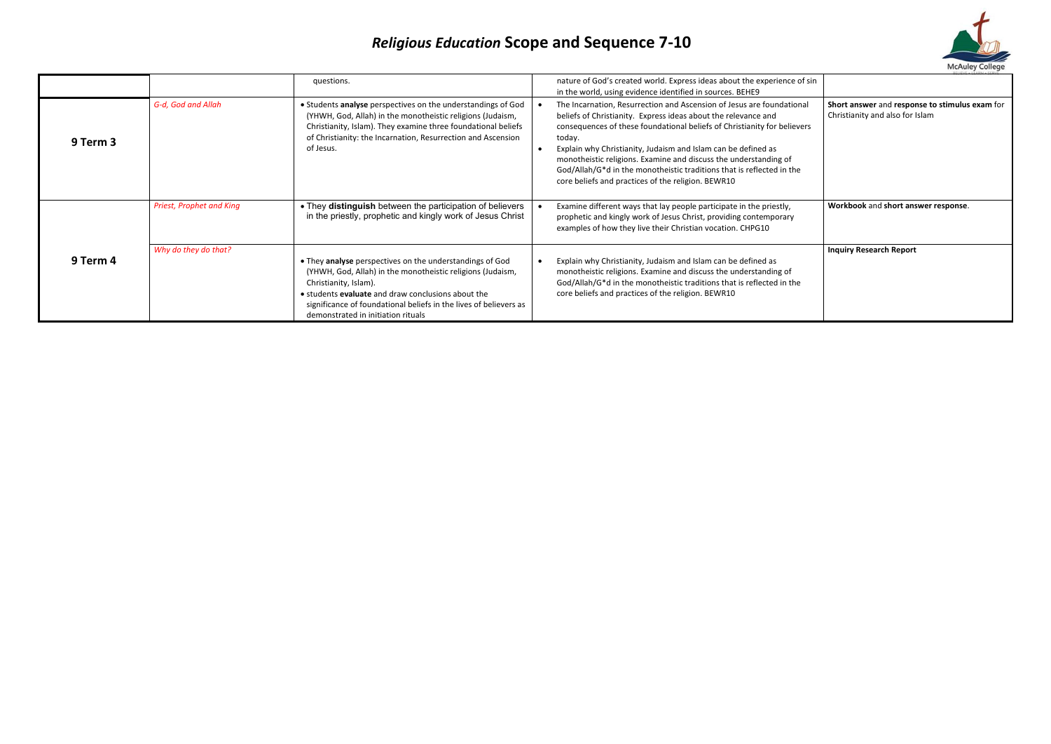# *Religious Education* Scope and Sequence 7-10

| | | | | |
|---|---|---|---|---|
| | | questions. | nature of God's created world. Express ideas about the experience of sin in the world, using evidence identified in sources. BEHE9 | |
| **9 Term 3** | *G-d, God and Allah* | • Students **analyse** perspectives on the understandings of God (YHWH, God, Allah) in the monotheistic religions (Judaism, Christianity, Islam). They examine three foundational beliefs of Christianity: the Incarnation, Resurrection and Ascension of Jesus. | • The Incarnation, Resurrection and Ascension of Jesus are foundational beliefs of Christianity. Express ideas about the relevance and consequences of these foundational beliefs of Christianity for believers today.<br>• Explain why Christianity, Judaism and Islam can be defined as monotheistic religions. Examine and discuss the understanding of God/Allah/G*d in the monotheistic traditions that is reflected in the core beliefs and practices of the religion. BEWR10 | **Short answer** and **response to stimulus exam** for Christianity and also for Islam |
| **9 Term 4** | *Priest, Prophet and King* | • They **distinguish** between the participation of believers in the priestly, prophetic and kingly work of Jesus Christ | • Examine different ways that lay people participate in the priestly, prophetic and kingly work of Jesus Christ, providing contemporary examples of how they live their Christian vocation. CHPG10 | **Workbook** and **short answer response**. |
| | *Why do they do that?* | • They **analyse** perspectives on the understandings of God (YHWH, God, Allah) in the monotheistic religions (Judaism, Christianity, Islam).<br>• students **evaluate** and draw conclusions about the significance of foundational beliefs in the lives of believers as demonstrated in initiation rituals | • Explain why Christianity, Judaism and Islam can be defined as monotheistic religions. Examine and discuss the understanding of God/Allah/G*d in the monotheistic traditions that is reflected in the core beliefs and practices of the religion. BEWR10 | **Inquiry Research Report** |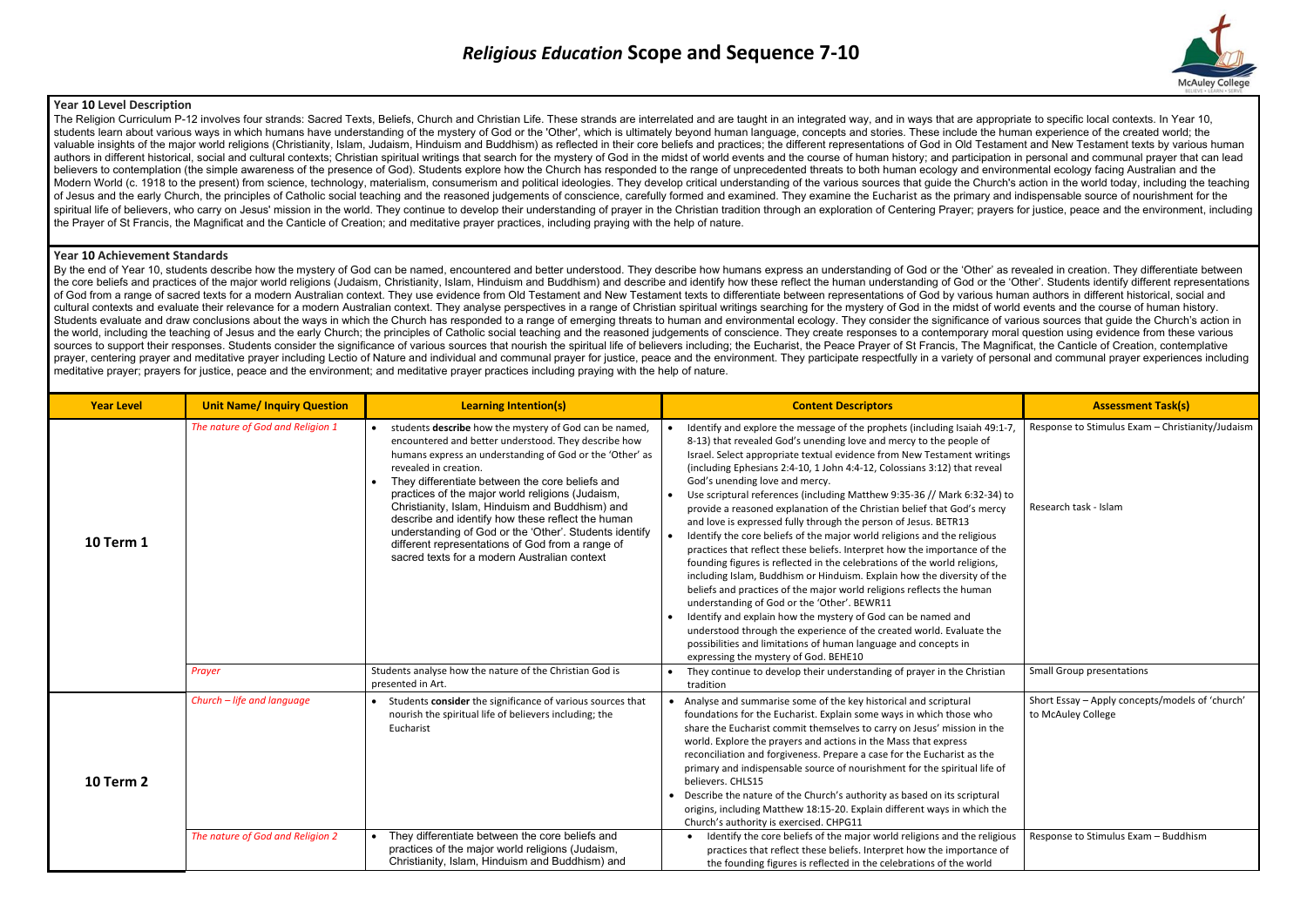# *Religious Education* Scope and Sequence 7-10

### Year 10 Level Description

The Religion Curriculum P-12 involves four strands: Sacred Texts, Beliefs, Church and Christian Life. These strands are interrelated and are taught in an integrated way, and in ways that are appropriate to specific local contexts. In Year 10, students learn about various ways in which humans have understanding of the mystery of God or the 'Other', which is ultimately beyond human language, concepts and stories. These include the human experience of the created world; the valuable insights of the major world religions (Christianity, Islam, Judaism, Hinduism and Buddhism) as reflected in their core beliefs and practices; the different representations of God in Old Testament and New Testament texts by various human authors in different historical, social and cultural contexts; Christian spiritual writings that search for the mystery of God in the midst of world events and the course of human history; and participation in personal and communal prayer that can lead believers to contemplation (the simple awareness of the presence of God). Students explore how the Church has responded to the range of unprecedented threats to both human ecology and environmental ecology facing Australian and the Modern World (c. 1918 to the present) from science, technology, materialism, consumerism and political ideologies. They develop critical understanding of the various sources that guide the Church's action in the world today, including the teaching of Jesus and the early Church, the principles of Catholic social teaching and the reasoned judgements of conscience, carefully formed and examined. They examine the Eucharist as the primary and indispensable source of nourishment for the spiritual life of believers, who carry on Jesus' mission in the world. They continue to develop their understanding of prayer in the Christian tradition through an exploration of Centering Prayer; prayers for justice, peace and the environment, including the Prayer of St Francis, the Magnificat and the Canticle of Creation; and meditative prayer practices, including praying with the help of nature.

### Year 10 Achievement Standards

By the end of Year 10, students describe how the mystery of God can be named, encountered and better understood. They describe how humans express an understanding of God or the 'Other' as revealed in creation. They differentiate between the core beliefs and practices of the major world religions (Judaism, Christianity, Islam, Hinduism and Buddhism) and describe and identify how these reflect the human understanding of God or the 'Other'. Students identify different representations of God from a range of sacred texts for a modern Australian context. They use evidence from Old Testament and New Testament texts to differentiate between representations of God by various human authors in different historical, social and cultural contexts and evaluate their relevance for a modern Australian context. They analyse perspectives in a range of Christian spiritual writings searching for the mystery of God in the midst of world events and the course of human history. Students evaluate and draw conclusions about the ways in which the Church has responded to a range of emerging threats to human and environmental ecology. They consider the significance of various sources that guide the Church's action in the world, including the teaching of Jesus and the early Church; the principles of Catholic social teaching and the reasoned judgements of conscience. They create responses to a contemporary moral question using evidence from these various sources to support their responses. Students consider the significance of various sources that nourish the spiritual life of believers including; the Eucharist, the Peace Prayer of St Francis, The Magnificat, the Canticle of Creation, contemplative prayer, centering prayer and meditative prayer including Lectio of Nature and individual and communal prayer for justice, peace and the environment. They participate respectfully in a variety of personal and communal prayer experiences including meditative prayer; prayers for justice, peace and the environment; and meditative prayer practices including praying with the help of nature.

| Year Level | Unit Name/ Inquiry Question | Learning Intention(s) | Content Descriptors | Assessment Task(s) |
|---|---|---|---|---|
| **10 Term 1** | *The nature of God and Religion 1* | • students **describe** how the mystery of God can be named, encountered and better understood. They describe how humans express an understanding of God or the 'Other' as revealed in creation.<br>• They differentiate between the core beliefs and practices of the major world religions (Judaism, Christianity, Islam, Hinduism and Buddhism) and describe and identify how these reflect the human understanding of God or the 'Other'. Students identify different representations of God from a range of sacred texts for a modern Australian context | • Identify and explore the message of the prophets (including Isaiah 49:1-7, 8-13) that revealed God's unending love and mercy to the people of Israel. Select appropriate textual evidence from New Testament writings (including Ephesians 2:4-10, 1 John 4:4-12, Colossians 3:12) that reveal God's unending love and mercy.<br>• Use scriptural references (including Matthew 9:35-36 // Mark 6:32-34) to provide a reasoned explanation of the Christian belief that God's mercy and love is expressed fully through the person of Jesus. BETR13<br>• Identify the core beliefs of the major world religions and the religious practices that reflect these beliefs. Interpret how the importance of the founding figures is reflected in the celebrations of the world religions, including Islam, Buddhism or Hinduism. Explain how the diversity of the beliefs and practices of the major world religions reflects the human understanding of God or the 'Other'. BEWR11<br>• Identify and explain how the mystery of God can be named and understood through the experience of the created world. Evaluate the possibilities and limitations of human language and concepts in expressing the mystery of God. BEHE10 | Response to Stimulus Exam – Christianity/Judaism<br><br>Research task - Islam |
| | *Prayer* | Students analyse how the nature of the Christian God is presented in Art. | • They continue to develop their understanding of prayer in the Christian tradition | Small Group presentations |
| **10 Term 2** | *Church – life and language* | • Students **consider** the significance of various sources that nourish the spiritual life of believers including; the Eucharist | • Analyse and summarise some of the key historical and scriptural foundations for the Eucharist. Explain some ways in which those who share the Eucharist commit themselves to carry on Jesus' mission in the world. Explore the prayers and actions in the Mass that express reconciliation and forgiveness. Prepare a case for the Eucharist as the primary and indispensable source of nourishment for the spiritual life of believers. CHLS15<br>• Describe the nature of the Church's authority as based on its scriptural origins, including Matthew 18:15-20. Explain different ways in which the Church's authority is exercised. CHPG11 | Short Essay – Apply concepts/models of 'church' to McAuley College |
| | *The nature of God and Religion 2* | • They differentiate between the core beliefs and practices of the major world religions (Judaism, Christianity, Islam, Hinduism and Buddhism) and | • Identify the core beliefs of the major world religions and the religious practices that reflect these beliefs. Interpret how the importance of the founding figures is reflected in the celebrations of the world | Response to Stimulus Exam – Buddhism |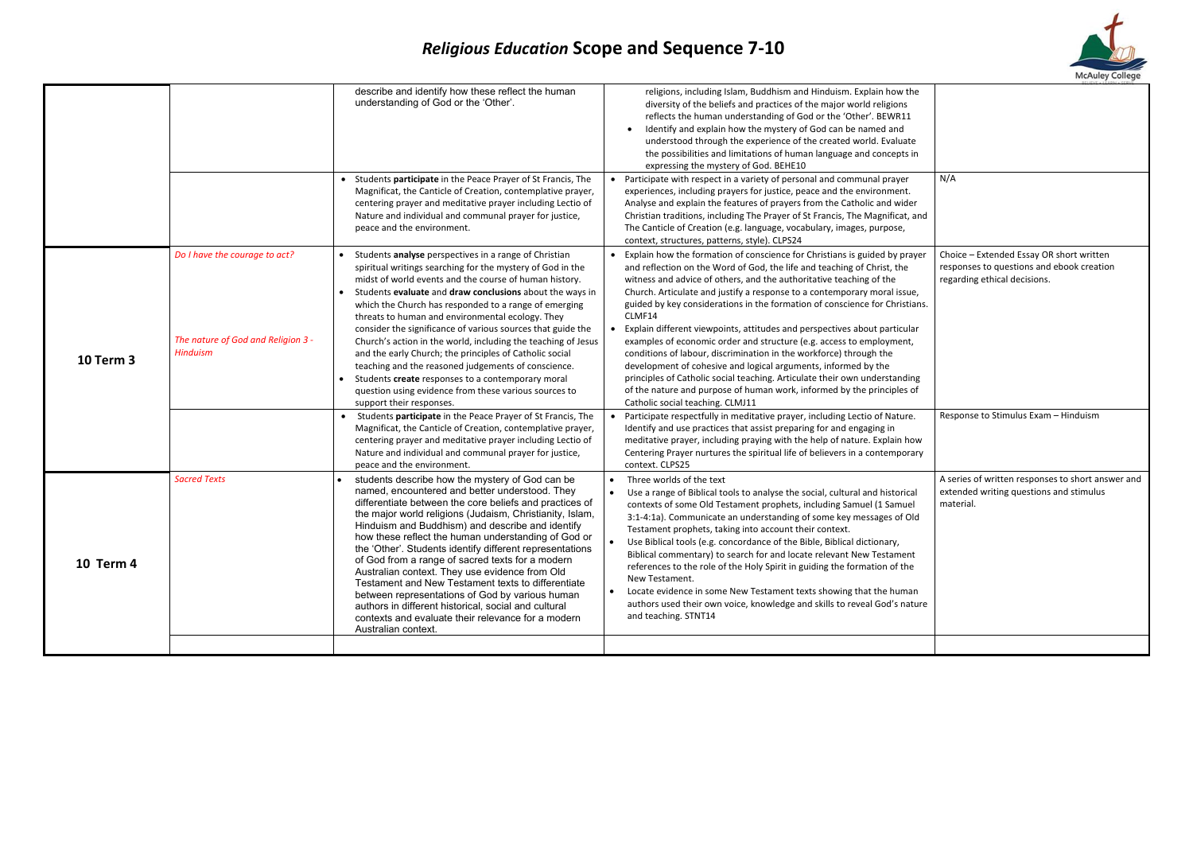# *Religious Education* Scope and Sequence 7-10

| | | | | |
|---|---|---|---|---|
| | | describe and identify how these reflect the human understanding of God or the 'Other'. | religions, including Islam, Buddhism and Hinduism. Explain how the diversity of the beliefs and practices of the major world religions reflects the human understanding of God or the 'Other'. BEWR11<br>• Identify and explain how the mystery of God can be named and understood through the experience of the created world. Evaluate the possibilities and limitations of human language and concepts in expressing the mystery of God. BEHE10 | |
| | | • Students **participate** in the Peace Prayer of St Francis, The Magnificat, the Canticle of Creation, contemplative prayer, centering prayer and meditative prayer including Lectio of Nature and individual and communal prayer for justice, peace and the environment. | • Participate with respect in a variety of personal and communal prayer experiences, including prayers for justice, peace and the environment. Analyse and explain the features of prayers from the Catholic and wider Christian traditions, including The Prayer of St Francis, The Magnificat, and The Canticle of Creation (e.g. language, vocabulary, images, purpose, context, structures, patterns, style). CLPS24 | N/A |
| **10 Term 3** | *Do I have the courage to act?*<br><br>*The nature of God and Religion 3 - Hinduism* | • Students **analyse** perspectives in a range of Christian spiritual writings searching for the mystery of God in the midst of world events and the course of human history.<br>• Students **evaluate** and **draw conclusions** about the ways in which the Church has responded to a range of emerging threats to human and environmental ecology. They consider the significance of various sources that guide the Church's action in the world, including the teaching of Jesus and the early Church; the principles of Catholic social teaching and the reasoned judgements of conscience.<br>• Students **create** responses to a contemporary moral question using evidence from these various sources to support their responses. | • Explain how the formation of conscience for Christians is guided by prayer and reflection on the Word of God, the life and teaching of Christ, the witness and advice of others, and the authoritative teaching of the Church. Articulate and justify a response to a contemporary moral issue, guided by key considerations in the formation of conscience for Christians. CLMF14<br>• Explain different viewpoints, attitudes and perspectives about particular examples of economic order and structure (e.g. access to employment, conditions of labour, discrimination in the workforce) through the development of cohesive and logical arguments, informed by the principles of Catholic social teaching. Articulate their own understanding of the nature and purpose of human work, informed by the principles of Catholic social teaching. CLMJ11 | Choice – Extended Essay OR short written responses to questions and ebook creation regarding ethical decisions. |
| | | • Students **participate** in the Peace Prayer of St Francis, The Magnificat, the Canticle of Creation, contemplative prayer, centering prayer and meditative prayer including Lectio of Nature and individual and communal prayer for justice, peace and the environment. | • Participate respectfully in meditative prayer, including Lectio of Nature. Identify and use practices that assist preparing for and engaging in meditative prayer, including praying with the help of nature. Explain how Centering Prayer nurtures the spiritual life of believers in a contemporary context. CLPS25 | Response to Stimulus Exam – Hinduism |
| **10 Term 4** | *Sacred Texts* | • students describe how the mystery of God can be named, encountered and better understood. They differentiate between the core beliefs and practices of the major world religions (Judaism, Christianity, Islam, Hinduism and Buddhism) and describe and identify how these reflect the human understanding of God or the 'Other'. Students identify different representations of God from a range of sacred texts for a modern Australian context. They use evidence from Old Testament and New Testament texts to differentiate between representations of God by various human authors in different historical, social and cultural contexts and evaluate their relevance for a modern Australian context. | • Three worlds of the text<br>• Use a range of Biblical tools to analyse the social, cultural and historical contexts of some Old Testament prophets, including Samuel (1 Samuel 3:1-4:1a). Communicate an understanding of some key messages of Old Testament prophets, taking into account their context.<br>• Use Biblical tools (e.g. concordance of the Bible, Biblical dictionary, Biblical commentary) to search for and locate relevant New Testament references to the role of the Holy Spirit in guiding the formation of the New Testament.<br>• Locate evidence in some New Testament texts showing that the human authors used their own voice, knowledge and skills to reveal God's nature and teaching. STNT14 | A series of written responses to short answer and extended writing questions and stimulus material. |
| | | | | |